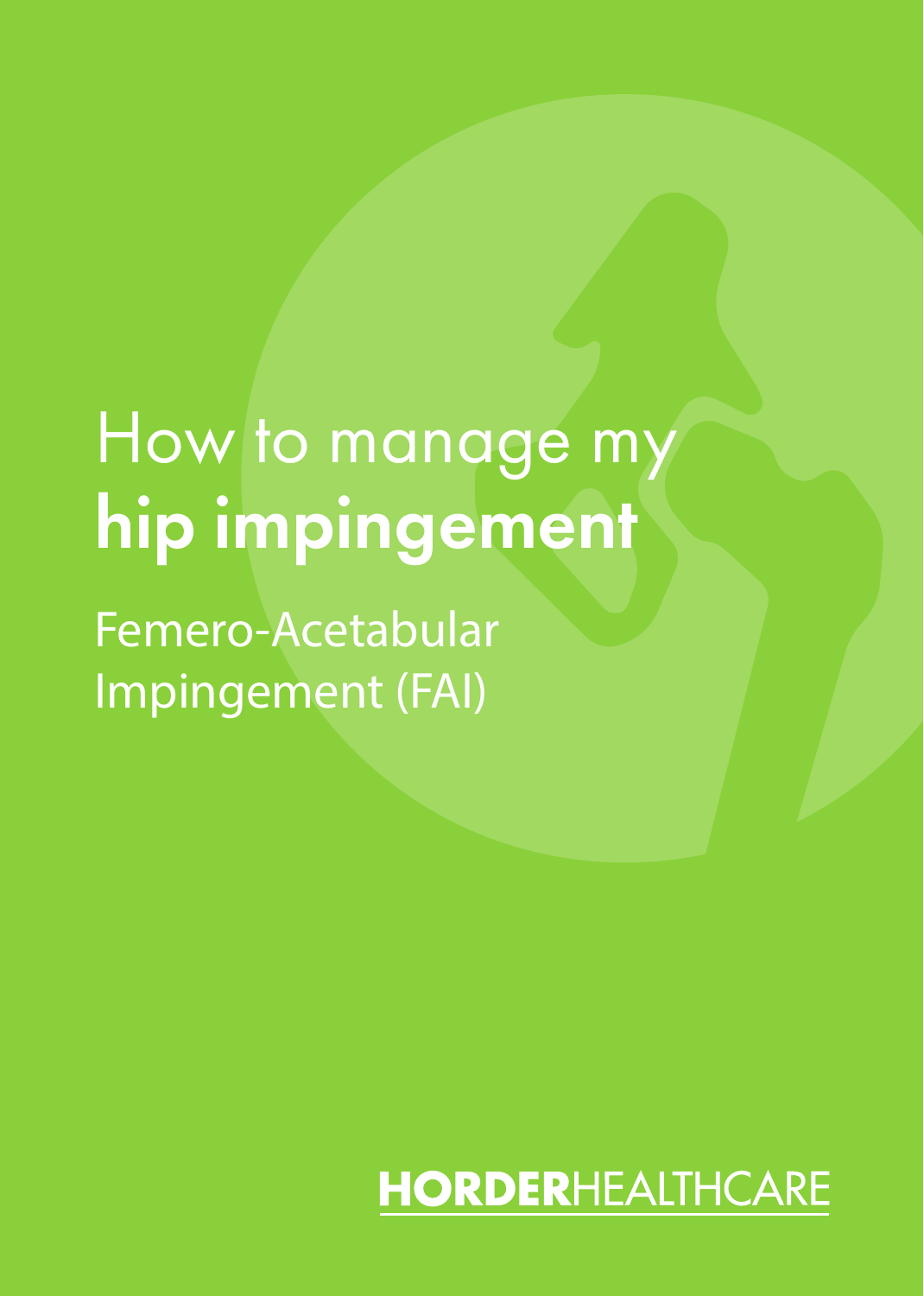# How to manage my **hip impingement**

Femero-Acetabular Impingement (FAI)

**HORDER**HEALTHCARE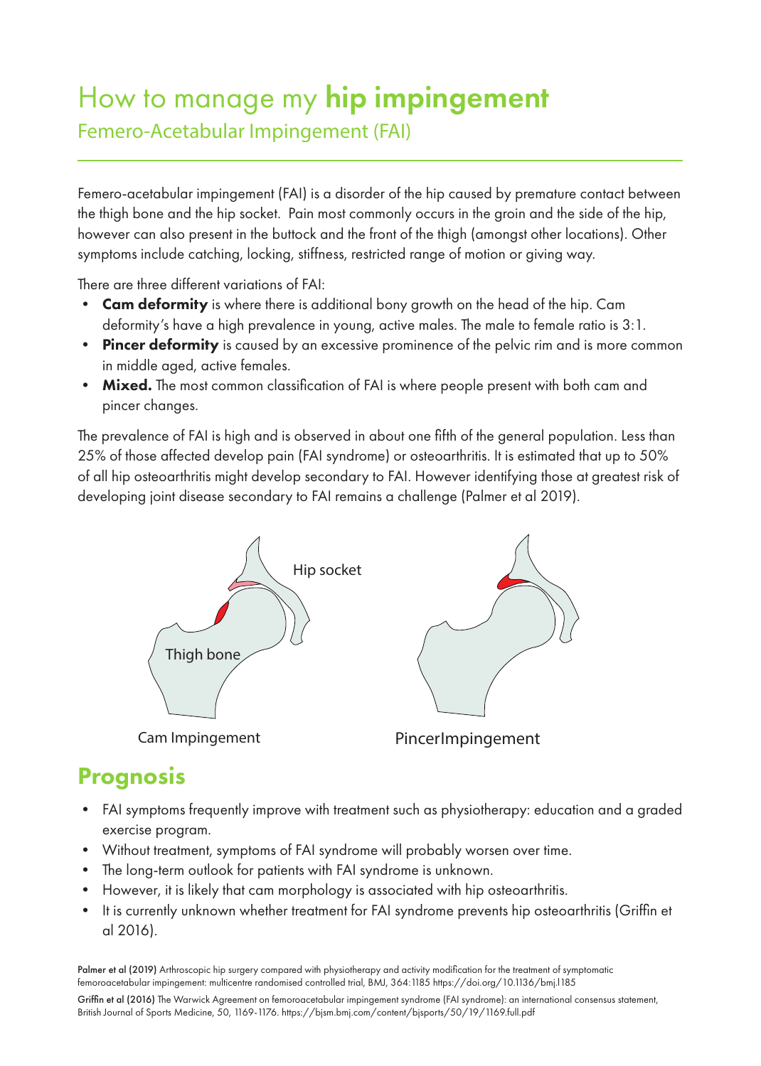# How to manage my **hip impingement**

## Femero-Acetabular Impingement (FAI)

Femero-acetabular impingement (FAI) is a disorder of the hip caused by premature contact between the thigh bone and the hip socket. Pain most commonly occurs in the groin and the side of the hip, however can also present in the buttock and the front of the thigh (amongst other locations). Other symptoms include catching, locking, stiffness, restricted range of motion or giving way.

There are three different variations of FAI:

- **Cam deformity** is where there is additional bony growth on the head of the hip. Cam deformity's have a high prevalence in young, active males. The male to female ratio is 3:1.
- **Pincer deformity** is caused by an excessive prominence of the pelvic rim and is more common in middle aged, active females.
- **Mixed.** The most common classification of FAI is where people present with both cam and pincer changes.

The prevalence of FAI is high and is observed in about one fifth of the general population. Less than 25% of those affected develop pain (FAI syndrome) or osteoarthritis. It is estimated that up to 50% of all hip osteoarthritis might develop secondary to FAI. However identifying those at greatest risk of developing joint disease secondary to FAI remains a challenge (Palmer et al 2019).

Hip socket

Thigh bone

Cam Impingement

PincerImpingement

## Prognosis

- FAI symptoms frequently improve with treatment such as physiotherapy: education and a graded exercise program.
- Without treatment, symptoms of FAI syndrome will probably worsen over time.
- The long-term outlook for patients with FAI syndrome is unknown.
- However, it is likely that cam morphology is associated with hip osteoarthritis.
- It is currently unknown whether treatment for FAI syndrome prevents hip osteoarthritis (Griffin et al 2016).

**Palmer et al (2019)** Arthroscopic hip surgery compared with physiotherapy and activity modification for the treatment of symptomatic femoroacetabular impingement: multicentre randomised controlled trial, BMJ, 364:1185 https://doi.org/10.1136/bmj.l185

**Griffin et al (2016)** The Warwick Agreement on femoroacetabular impingement syndrome (FAI syndrome): an international consensus statement, British Journal of Sports Medicine, 50, 1169-1176. https://bjsm.bmj.com/content/bjsports/50/19/1169.full.pdf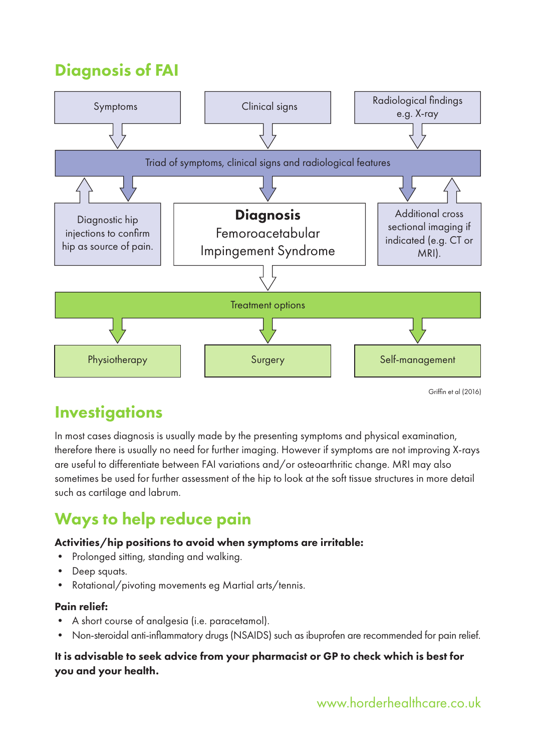## Diagnosis of FAI

Symptoms

Clinical signs

Radiological findings e.g. X-ray

Triad of symptoms, clinical signs and radiological features

Diagnostic hip injections to confirm hip as source of pain.

**Diagnosis**
Femoroacetabular Impingement Syndrome

Additional cross sectional imaging if indicated (e.g. CT or MRI).

Treatment options

Physiotherapy

Surgery

Self-management

Griffin et al (2016)

## Investigations

In most cases diagnosis is usually made by the presenting symptoms and physical examination, therefore there is usually no need for further imaging. However if symptoms are not improving X-rays are useful to differentiate between FAI variations and/or osteoarthritic change. MRI may also sometimes be used for further assessment of the hip to look at the soft tissue structures in more detail such as cartilage and labrum.

## Ways to help reduce pain

**Activities/hip positions to avoid when symptoms are irritable:**

- Prolonged sitting, standing and walking.
- Deep squats.
- Rotational/pivoting movements eg Martial arts/tennis.

**Pain relief:**

- A short course of analgesia (i.e. paracetamol).
- Non-steroidal anti-inflammatory drugs (NSAIDS) such as ibuprofen are recommended for pain relief.

**It is advisable to seek advice from your pharmacist or GP to check which is best for you and your health.**

www.horderhealthcare.co.uk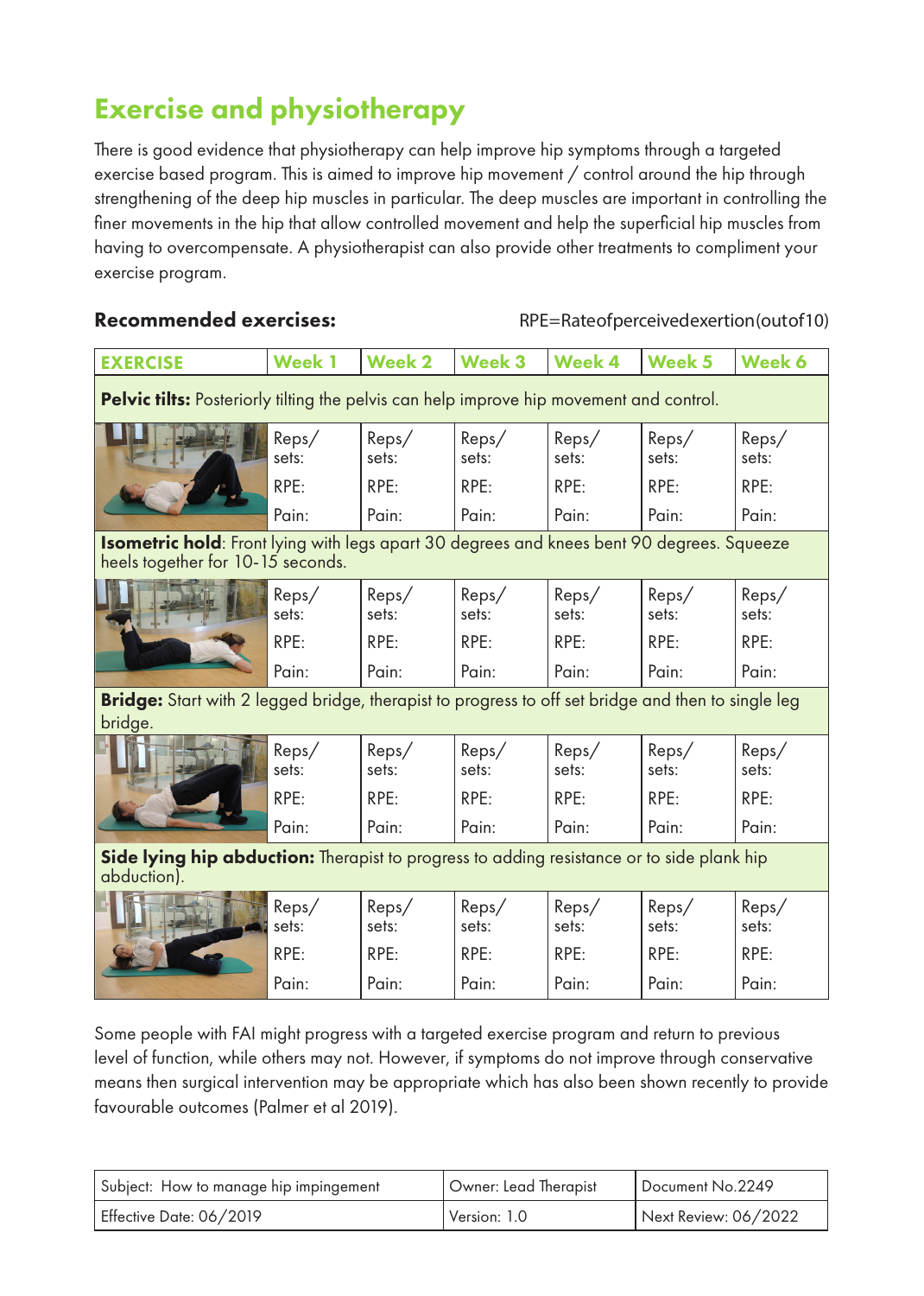## Exercise and physiotherapy

There is good evidence that physiotherapy can help improve hip symptoms through a targeted exercise based program. This is aimed to improve hip movement / control around the hip through strengthening of the deep hip muscles in particular. The deep muscles are important in controlling the finer movements in the hip that allow controlled movement and help the superficial hip muscles from having to overcompensate. A physiotherapist can also provide other treatments to compliment your exercise program.

**Recommended exercises:**

RPE=Rateofperceivedexertion(outof10)

| EXERCISE | Week 1 | Week 2 | Week 3 | Week 4 | Week 5 | Week 6 |
|---|---|---|---|---|---|---|
| **Pelvic tilts:** Posteriorly tilting the pelvis can help improve hip movement and control. | | | | | | |
| | Reps/ sets: RPE: Pain: | Reps/ sets: RPE: Pain: | Reps/ sets: RPE: Pain: | Reps/ sets: RPE: Pain: | Reps/ sets: RPE: Pain: | Reps/ sets: RPE: Pain: |
| **Isometric hold**: Front lying with legs apart 30 degrees and knees bent 90 degrees. Squeeze heels together for 10-15 seconds. | | | | | | |
| | Reps/ sets: RPE: Pain: | Reps/ sets: RPE: Pain: | Reps/ sets: RPE: Pain: | Reps/ sets: RPE: Pain: | Reps/ sets: RPE: Pain: | Reps/ sets: RPE: Pain: |
| **Bridge:** Start with 2 legged bridge, therapist to progress to off set bridge and then to single leg bridge. | | | | | | |
| | Reps/ sets: RPE: Pain: | Reps/ sets: RPE: Pain: | Reps/ sets: RPE: Pain: | Reps/ sets: RPE: Pain: | Reps/ sets: RPE: Pain: | Reps/ sets: RPE: Pain: |
| **Side lying hip abduction:** Therapist to progress to adding resistance or to side plank hip abduction). | | | | | | |
| | Reps/ sets: RPE: Pain: | Reps/ sets: RPE: Pain: | Reps/ sets: RPE: Pain: | Reps/ sets: RPE: Pain: | Reps/ sets: RPE: Pain: | Reps/ sets: RPE: Pain: |

Some people with FAI might progress with a targeted exercise program and return to previous level of function, while others may not. However, if symptoms do not improve through conservative means then surgical intervention may be appropriate which has also been shown recently to provide favourable outcomes (Palmer et al 2019).

| | | |
|---|---|---|
| Subject: How to manage hip impingement | Owner: Lead Therapist | Document No.2249 |
| Effective Date: 06/2019 | Version: 1.0 | Next Review: 06/2022 |